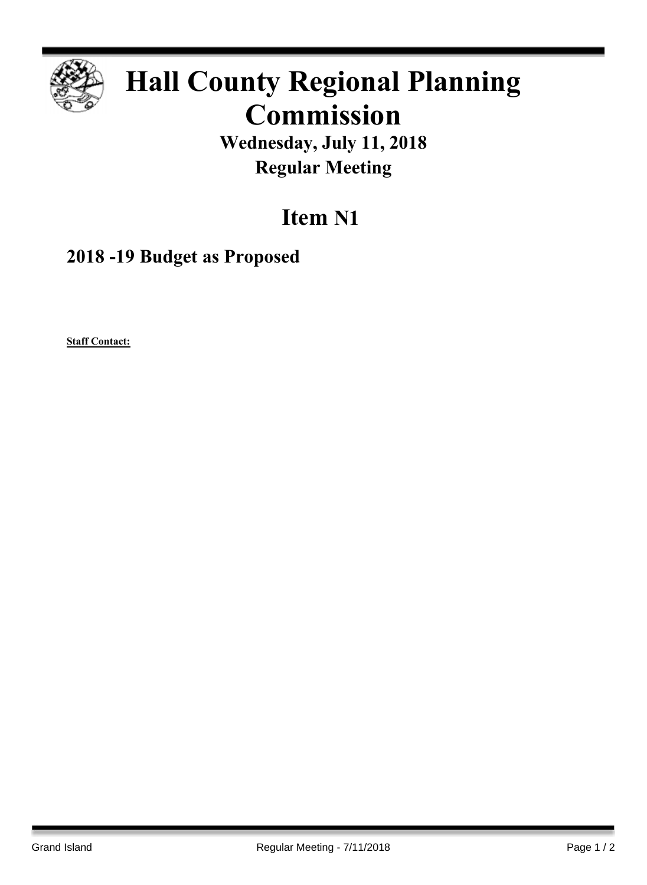# Hall County Regional Planning Commission

**Wednesday, July 11, 2018**

**Regular Meeting**

## Item N1

### 2018 -19 Budget as Proposed

**Staff Contact:**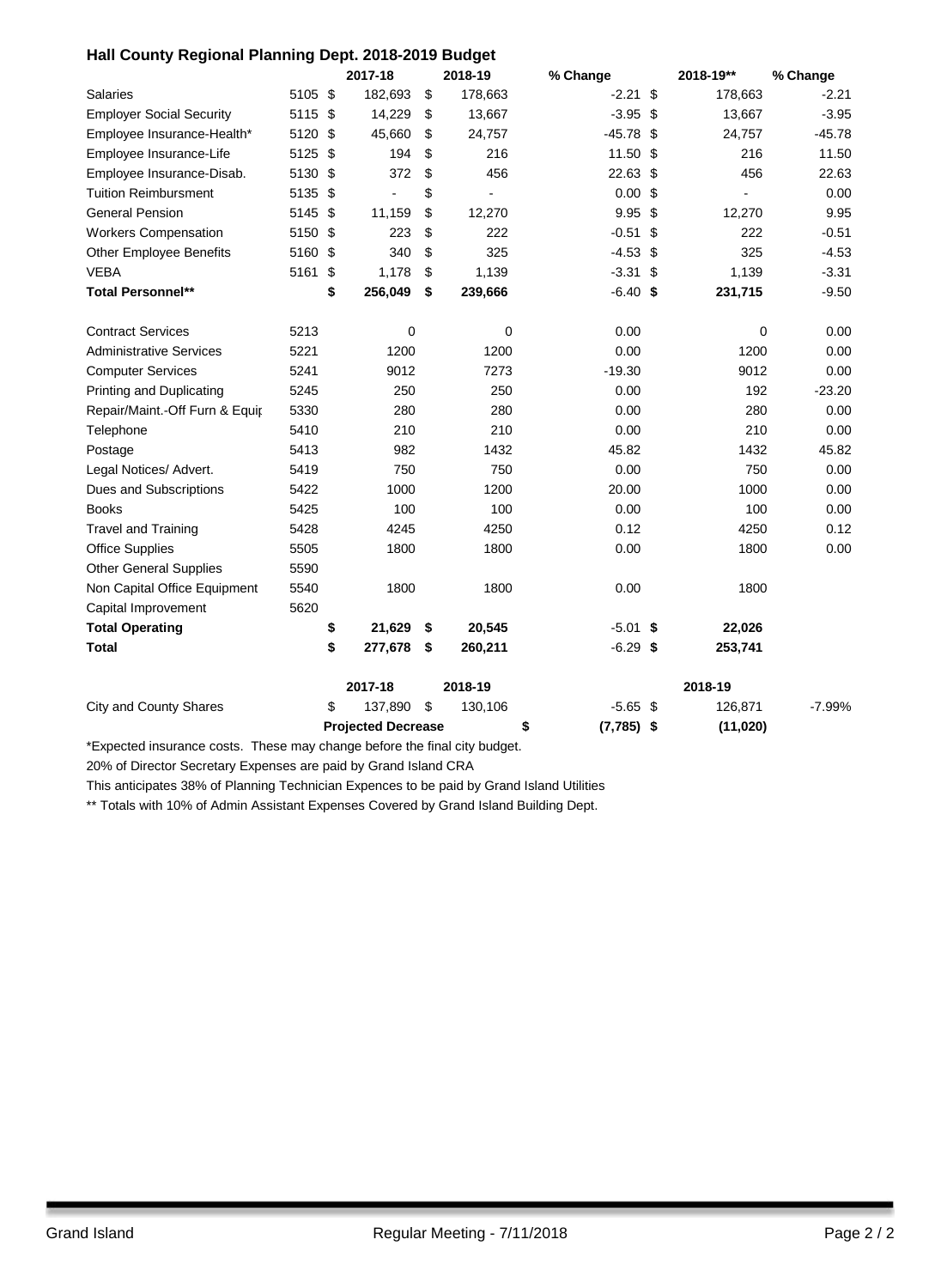### Hall County Regional Planning Dept. 2018-2019 Budget

| | | 2017-18 | 2018-19 | % Change | 2018-19** | % Change |
|---|---|---|---|---|---|---|
| Salaries | 5105 | $ 182,693 | $ 178,663 | -2.21 | $ 178,663 | -2.21 |
| Employer Social Security | 5115 | $ 14,229 | $ 13,667 | -3.95 | $ 13,667 | -3.95 |
| Employee Insurance-Health* | 5120 | $ 45,660 | $ 24,757 | -45.78 | $ 24,757 | -45.78 |
| Employee Insurance-Life | 5125 | $ 194 | $ 216 | 11.50 | $ 216 | 11.50 |
| Employee Insurance-Disab. | 5130 | $ 372 | $ 456 | 22.63 | $ 456 | 22.63 |
| Tuition Reimbursment | 5135 | $ - | $ - | 0.00 | $ - | 0.00 |
| General Pension | 5145 | $ 11,159 | $ 12,270 | 9.95 | $ 12,270 | 9.95 |
| Workers Compensation | 5150 | $ 223 | $ 222 | -0.51 | $ 222 | -0.51 |
| Other Employee Benefits | 5160 | $ 340 | $ 325 | -4.53 | $ 325 | -4.53 |
| VEBA | 5161 | $ 1,178 | $ 1,139 | -3.31 | $ 1,139 | -3.31 |
| **Total Personnel**** | | **$ 256,049** | **$ 239,666** | -6.40 | **$ 231,715** | -9.50 |
| | | | | | | |
| Contract Services | 5213 | 0 | 0 | 0.00 | 0 | 0.00 |
| Administrative Services | 5221 | 1200 | 1200 | 0.00 | 1200 | 0.00 |
| Computer Services | 5241 | 9012 | 7273 | -19.30 | 9012 | 0.00 |
| Printing and Duplicating | 5245 | 250 | 250 | 0.00 | 192 | -23.20 |
| Repair/Maint.-Off Furn & Equip | 5330 | 280 | 280 | 0.00 | 280 | 0.00 |
| Telephone | 5410 | 210 | 210 | 0.00 | 210 | 0.00 |
| Postage | 5413 | 982 | 1432 | 45.82 | 1432 | 45.82 |
| Legal Notices/ Advert. | 5419 | 750 | 750 | 0.00 | 750 | 0.00 |
| Dues and Subscriptions | 5422 | 1000 | 1200 | 20.00 | 1000 | 0.00 |
| Books | 5425 | 100 | 100 | 0.00 | 100 | 0.00 |
| Travel and Training | 5428 | 4245 | 4250 | 0.12 | 4250 | 0.12 |
| Office Supplies | 5505 | 1800 | 1800 | 0.00 | 1800 | 0.00 |
| Other General Supplies | 5590 | | | | | |
| Non Capital Office Equipment | 5540 | 1800 | 1800 | 0.00 | 1800 | |
| Capital Improvement | 5620 | | | | | |
| **Total Operating** | | **$ 21,629** | **$ 20,545** | -5.01 | **$ 22,026** | |
| **Total** | | **$ 277,678** | **$ 260,211** | -6.29 | **$ 253,741** | |

| | 2017-18 | 2018-19 | | 2018-19 | |
|---|---|---|---|---|---|
| City and County Shares | $ 137,890 | $ 130,106 | -5.65 | $ 126,871 | -7.99% |
| | **Projected Decrease** | | **$ (7,785)** | **$ (11,020)** | |

*Expected insurance costs. These may change before the final city budget.

20% of Director Secretary Expenses are paid by Grand Island CRA

This anticipates 38% of Planning Technician Expences to be paid by Grand Island Utilities

** Totals with 10% of Admin Assistant Expenses Covered by Grand Island Building Dept.